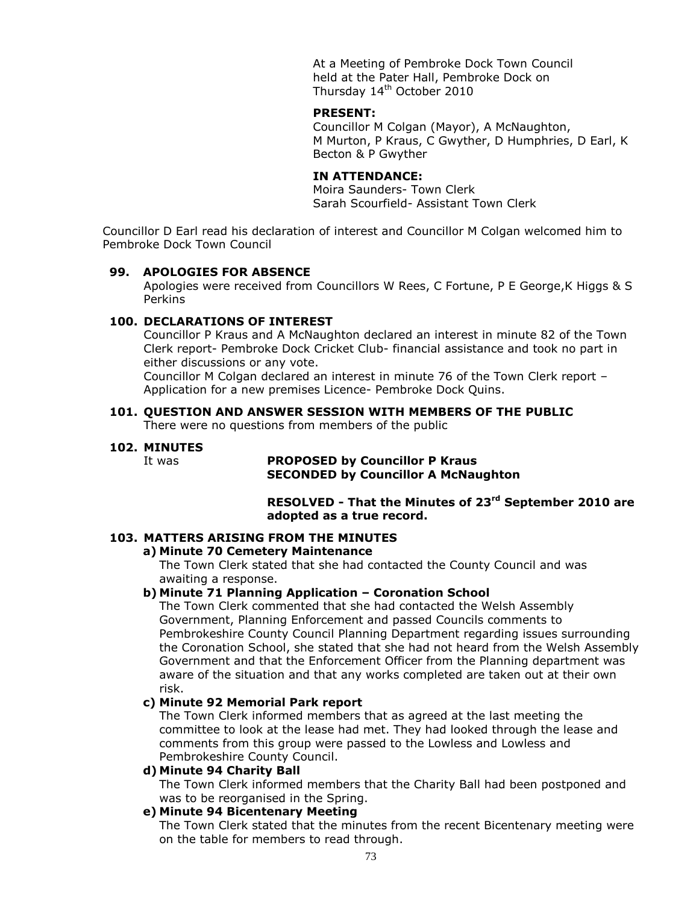At a Meeting of Pembroke Dock Town Council held at the Pater Hall, Pembroke Dock on Thursday 14th October 2010

**PRESENT:**
Councillor M Colgan (Mayor), A McNaughton, M Murton, P Kraus, C Gwyther, D Humphries, D Earl, K Becton & P Gwyther

**IN ATTENDANCE:**
Moira Saunders- Town Clerk
Sarah Scourfield- Assistant Town Clerk

Councillor D Earl read his declaration of interest and Councillor M Colgan welcomed him to Pembroke Dock Town Council

**99. APOLOGIES FOR ABSENCE**

Apologies were received from Councillors W Rees, C Fortune, P E George,K Higgs & S Perkins

**100. DECLARATIONS OF INTEREST**

Councillor P Kraus and A McNaughton declared an interest in minute 82 of the Town Clerk report- Pembroke Dock Cricket Club- financial assistance and took no part in either discussions or any vote.

Councillor M Colgan declared an interest in minute 76 of the Town Clerk report – Application for a new premises Licence- Pembroke Dock Quins.

**101. QUESTION AND ANSWER SESSION WITH MEMBERS OF THE PUBLIC**

There were no questions from members of the public

**102. MINUTES**

It was **PROPOSED by Councillor P Kraus**
**SECONDED by Councillor A McNaughton**

**RESOLVED - That the Minutes of 23rd September 2010 are adopted as a true record.**

**103. MATTERS ARISING FROM THE MINUTES**

**a) Minute 70 Cemetery Maintenance**

The Town Clerk stated that she had contacted the County Council and was awaiting a response.

**b) Minute 71 Planning Application – Coronation School**

The Town Clerk commented that she had contacted the Welsh Assembly Government, Planning Enforcement and passed Councils comments to Pembrokeshire County Council Planning Department regarding issues surrounding the Coronation School, she stated that she had not heard from the Welsh Assembly Government and that the Enforcement Officer from the Planning department was aware of the situation and that any works completed are taken out at their own risk.

**c) Minute 92 Memorial Park report**

The Town Clerk informed members that as agreed at the last meeting the committee to look at the lease had met. They had looked through the lease and comments from this group were passed to the Lowless and Lowless and Pembrokeshire County Council.

**d) Minute 94 Charity Ball**

The Town Clerk informed members that the Charity Ball had been postponed and was to be reorganised in the Spring.

**e) Minute 94 Bicentenary Meeting**

The Town Clerk stated that the minutes from the recent Bicentenary meeting were on the table for members to read through.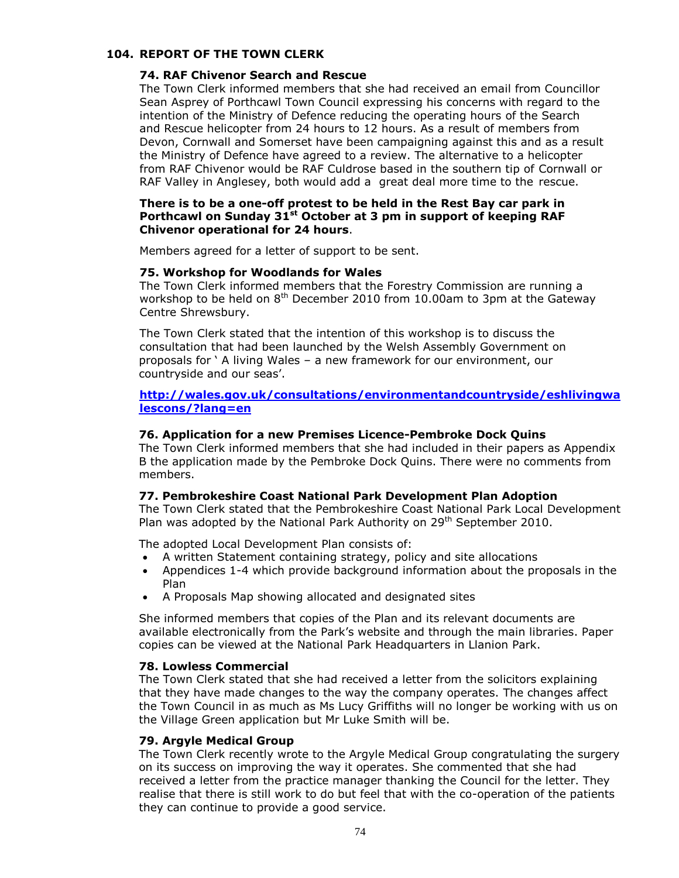## 104. REPORT OF THE TOWN CLERK

### 74. RAF Chivenor Search and Rescue

The Town Clerk informed members that she had received an email from Councillor Sean Asprey of Porthcawl Town Council expressing his concerns with regard to the intention of the Ministry of Defence reducing the operating hours of the Search and Rescue helicopter from 24 hours to 12 hours. As a result of members from Devon, Cornwall and Somerset have been campaigning against this and as a result the Ministry of Defence have agreed to a review. The alternative to a helicopter from RAF Chivenor would be RAF Culdrose based in the southern tip of Cornwall or RAF Valley in Anglesey, both would add a great deal more time to the rescue.

**There is to be a one-off protest to be held in the Rest Bay car park in Porthcawl on Sunday 31st October at 3 pm in support of keeping RAF Chivenor operational for 24 hours**.

Members agreed for a letter of support to be sent.

### 75. Workshop for Woodlands for Wales

The Town Clerk informed members that the Forestry Commission are running a workshop to be held on 8th December 2010 from 10.00am to 3pm at the Gateway Centre Shrewsbury.

The Town Clerk stated that the intention of this workshop is to discuss the consultation that had been launched by the Welsh Assembly Government on proposals for ' A living Wales – a new framework for our environment, our countryside and our seas'.

**http://wales.gov.uk/consultations/environmentandcountryside/eshlivingwalescons/?lang=en**

### 76. Application for a new Premises Licence-Pembroke Dock Quins

The Town Clerk informed members that she had included in their papers as Appendix B the application made by the Pembroke Dock Quins. There were no comments from members.

### 77. Pembrokeshire Coast National Park Development Plan Adoption

The Town Clerk stated that the Pembrokeshire Coast National Park Local Development Plan was adopted by the National Park Authority on 29th September 2010.

The adopted Local Development Plan consists of:

- A written Statement containing strategy, policy and site allocations
- Appendices 1-4 which provide background information about the proposals in the Plan
- A Proposals Map showing allocated and designated sites

She informed members that copies of the Plan and its relevant documents are available electronically from the Park's website and through the main libraries. Paper copies can be viewed at the National Park Headquarters in Llanion Park.

### 78. Lowless Commercial

The Town Clerk stated that she had received a letter from the solicitors explaining that they have made changes to the way the company operates. The changes affect the Town Council in as much as Ms Lucy Griffiths will no longer be working with us on the Village Green application but Mr Luke Smith will be.

### 79. Argyle Medical Group

The Town Clerk recently wrote to the Argyle Medical Group congratulating the surgery on its success on improving the way it operates. She commented that she had received a letter from the practice manager thanking the Council for the letter. They realise that there is still work to do but feel that with the co-operation of the patients they can continue to provide a good service.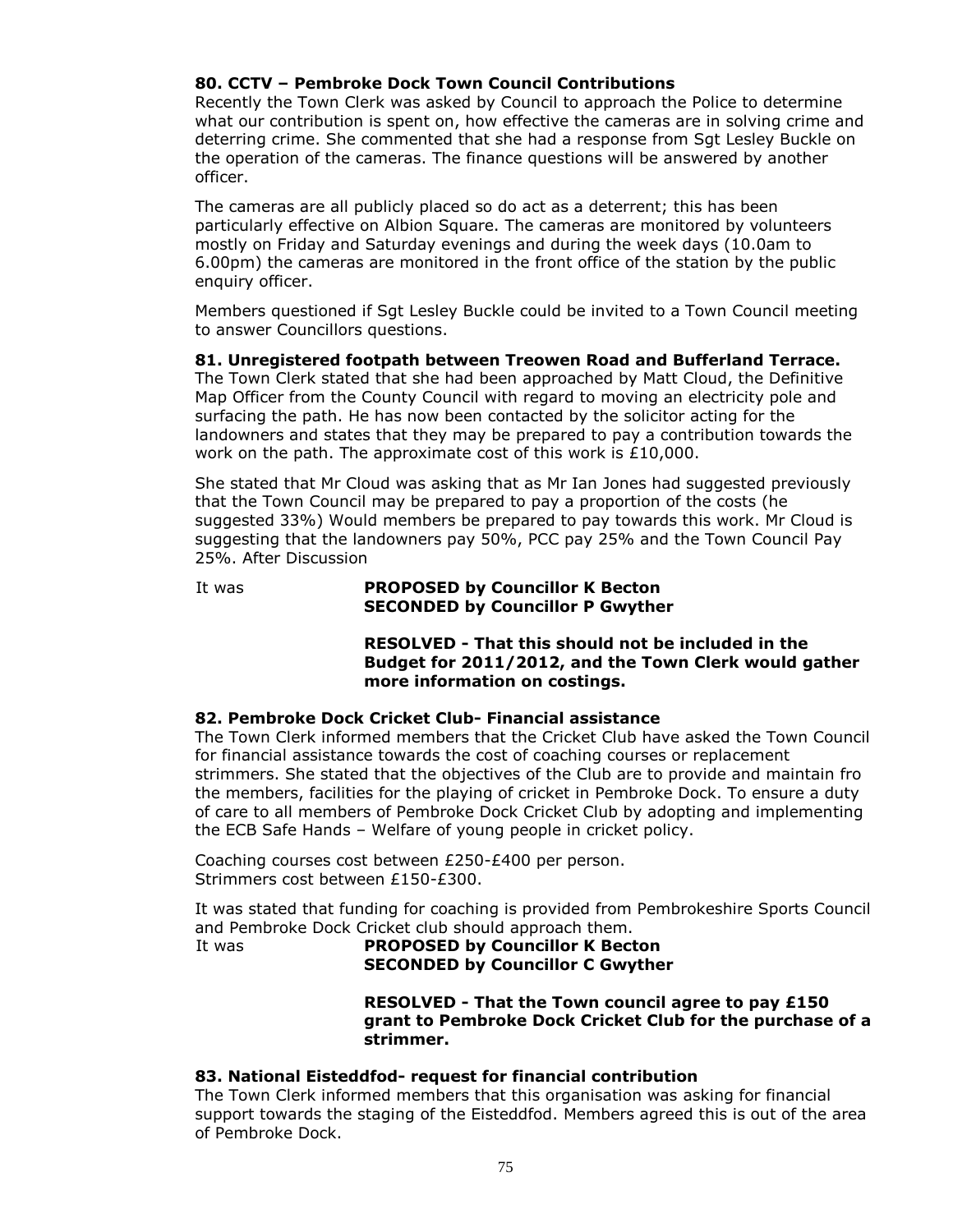### 80. CCTV – Pembroke Dock Town Council Contributions

Recently the Town Clerk was asked by Council to approach the Police to determine what our contribution is spent on, how effective the cameras are in solving crime and deterring crime. She commented that she had a response from Sgt Lesley Buckle on the operation of the cameras. The finance questions will be answered by another officer.

The cameras are all publicly placed so do act as a deterrent; this has been particularly effective on Albion Square. The cameras are monitored by volunteers mostly on Friday and Saturday evenings and during the week days (10.0am to 6.00pm) the cameras are monitored in the front office of the station by the public enquiry officer.

Members questioned if Sgt Lesley Buckle could be invited to a Town Council meeting to answer Councillors questions.

### 81. Unregistered footpath between Treowen Road and Bufferland Terrace.

The Town Clerk stated that she had been approached by Matt Cloud, the Definitive Map Officer from the County Council with regard to moving an electricity pole and surfacing the path. He has now been contacted by the solicitor acting for the landowners and states that they may be prepared to pay a contribution towards the work on the path. The approximate cost of this work is £10,000.

She stated that Mr Cloud was asking that as Mr Ian Jones had suggested previously that the Town Council may be prepared to pay a proportion of the costs (he suggested 33%) Would members be prepared to pay towards this work. Mr Cloud is suggesting that the landowners pay 50%, PCC pay 25% and the Town Council Pay 25%. After Discussion

It was **PROPOSED by Councillor K Becton**
**SECONDED by Councillor P Gwyther**

**RESOLVED - That this should not be included in the Budget for 2011/2012, and the Town Clerk would gather more information on costings.**

### 82. Pembroke Dock Cricket Club- Financial assistance

The Town Clerk informed members that the Cricket Club have asked the Town Council for financial assistance towards the cost of coaching courses or replacement strimmers. She stated that the objectives of the Club are to provide and maintain fro the members, facilities for the playing of cricket in Pembroke Dock. To ensure a duty of care to all members of Pembroke Dock Cricket Club by adopting and implementing the ECB Safe Hands – Welfare of young people in cricket policy.

Coaching courses cost between £250-£400 per person.
Strimmers cost between £150-£300.

It was stated that funding for coaching is provided from Pembrokeshire Sports Council and Pembroke Dock Cricket club should approach them.

It was **PROPOSED by Councillor K Becton**
**SECONDED by Councillor C Gwyther**

**RESOLVED - That the Town council agree to pay £150 grant to Pembroke Dock Cricket Club for the purchase of a strimmer.**

### 83. National Eisteddfod- request for financial contribution

The Town Clerk informed members that this organisation was asking for financial support towards the staging of the Eisteddfod. Members agreed this is out of the area of Pembroke Dock.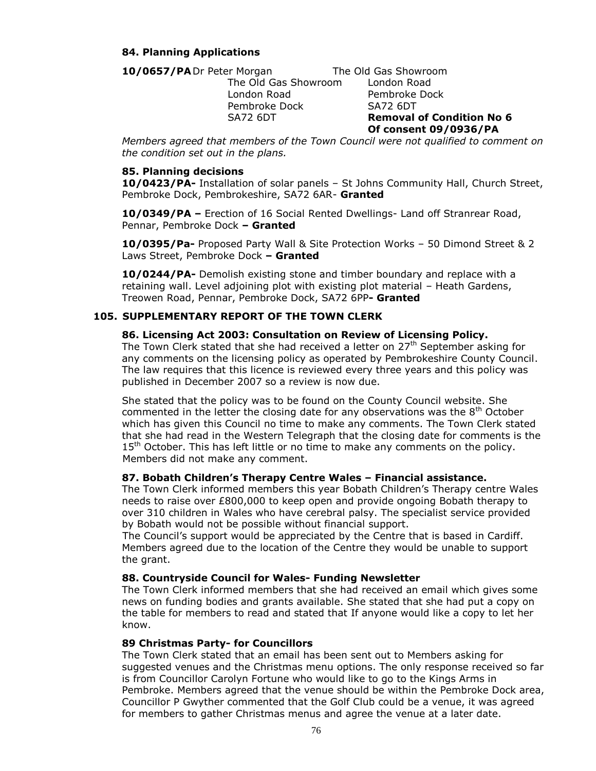### 84. Planning Applications

**10/0657/PA** Dr Peter Morgan
The Old Gas Showroom
London Road
Pembroke Dock
SA72 6DT

The Old Gas Showroom
London Road
Pembroke Dock
SA72 6DT
**Removal of Condition No 6 Of consent 09/0936/PA**

*Members agreed that members of the Town Council were not qualified to comment on the condition set out in the plans.*

### 85. Planning decisions

**10/0423/PA-** Installation of solar panels – St Johns Community Hall, Church Street, Pembroke Dock, Pembrokeshire, SA72 6AR- **Granted**

**10/0349/PA –** Erection of 16 Social Rented Dwellings- Land off Stranrear Road, Pennar, Pembroke Dock **– Granted**

**10/0395/Pa-** Proposed Party Wall & Site Protection Works – 50 Dimond Street & 2 Laws Street, Pembroke Dock **– Granted**

**10/0244/PA-** Demolish existing stone and timber boundary and replace with a retaining wall. Level adjoining plot with existing plot material – Heath Gardens, Treowen Road, Pennar, Pembroke Dock, SA72 6PP**- Granted**

## 105. SUPPLEMENTARY REPORT OF THE TOWN CLERK

### 86. Licensing Act 2003: Consultation on Review of Licensing Policy.

The Town Clerk stated that she had received a letter on 27th September asking for any comments on the licensing policy as operated by Pembrokeshire County Council. The law requires that this licence is reviewed every three years and this policy was published in December 2007 so a review is now due.

She stated that the policy was to be found on the County Council website. She commented in the letter the closing date for any observations was the 8th October which has given this Council no time to make any comments. The Town Clerk stated that she had read in the Western Telegraph that the closing date for comments is the 15th October. This has left little or no time to make any comments on the policy. Members did not make any comment.

### 87. Bobath Children's Therapy Centre Wales – Financial assistance.

The Town Clerk informed members this year Bobath Children's Therapy centre Wales needs to raise over £800,000 to keep open and provide ongoing Bobath therapy to over 310 children in Wales who have cerebral palsy. The specialist service provided by Bobath would not be possible without financial support.
The Council's support would be appreciated by the Centre that is based in Cardiff. Members agreed due to the location of the Centre they would be unable to support the grant.

### 88. Countryside Council for Wales- Funding Newsletter

The Town Clerk informed members that she had received an email which gives some news on funding bodies and grants available. She stated that she had put a copy on the table for members to read and stated that If anyone would like a copy to let her know.

### 89 Christmas Party- for Councillors

The Town Clerk stated that an email has been sent out to Members asking for suggested venues and the Christmas menu options. The only response received so far is from Councillor Carolyn Fortune who would like to go to the Kings Arms in Pembroke. Members agreed that the venue should be within the Pembroke Dock area, Councillor P Gwyther commented that the Golf Club could be a venue, it was agreed for members to gather Christmas menus and agree the venue at a later date.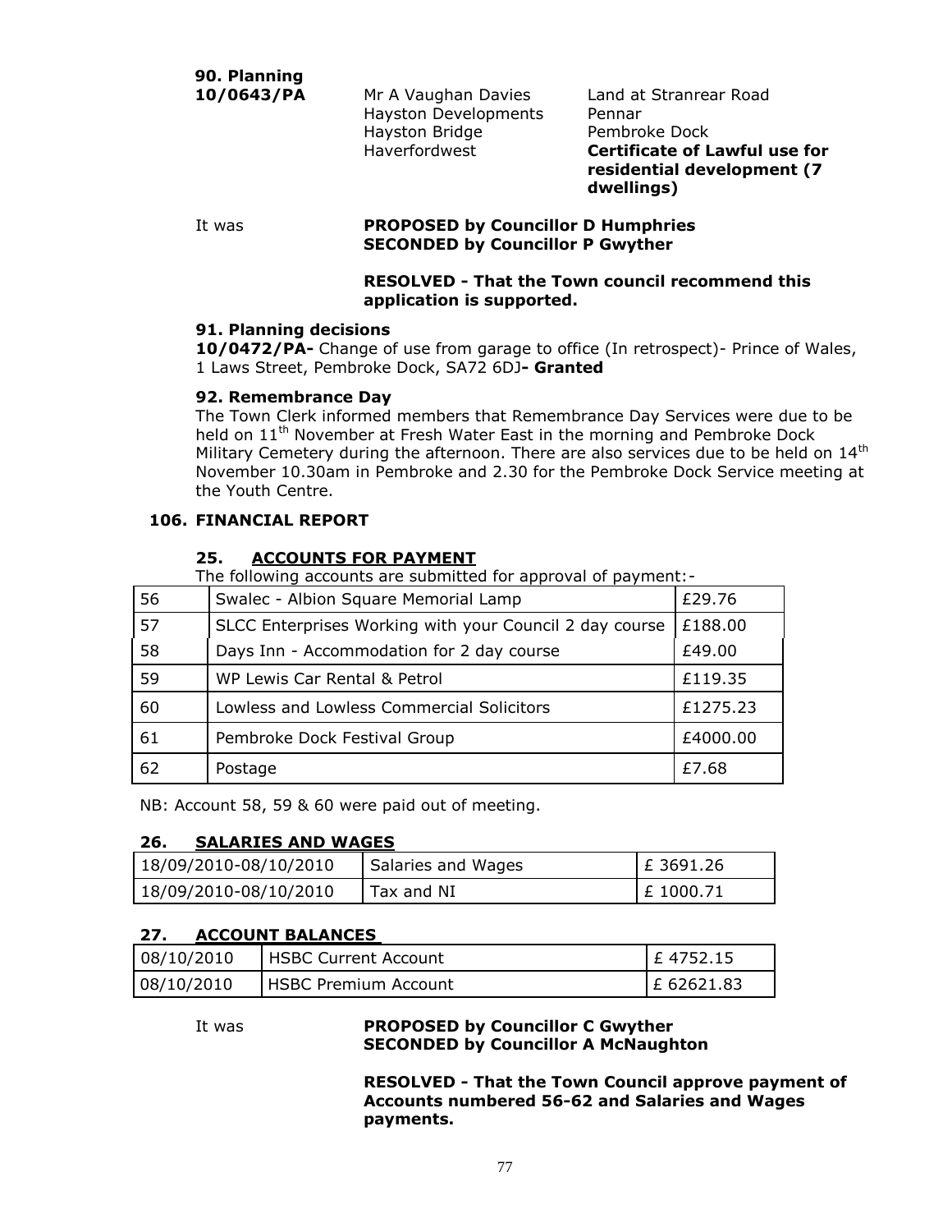**90. Planning**

**10/0643/PA**

Mr A Vaughan Davies
Hayston Developments
Hayston Bridge
Haverfordwest

Land at Stranrear Road
Pennar
Pembroke Dock
**Certificate of Lawful use for residential development (7 dwellings)**

It was **PROPOSED by Councillor D Humphries**
**SECONDED by Councillor P Gwyther**

**RESOLVED - That the Town council recommend this application is supported.**

**91. Planning decisions**

**10/0472/PA-** Change of use from garage to office (In retrospect)- Prince of Wales, 1 Laws Street, Pembroke Dock, SA72 6DJ**- Granted**

**92. Remembrance Day**

The Town Clerk informed members that Remembrance Day Services were due to be held on 11th November at Fresh Water East in the morning and Pembroke Dock Military Cemetery during the afternoon. There are also services due to be held on 14th November 10.30am in Pembroke and 2.30 for the Pembroke Dock Service meeting at the Youth Centre.

**106. FINANCIAL REPORT**

**25. ACCOUNTS FOR PAYMENT**

The following accounts are submitted for approval of payment:-

| | | |
|---|---|---|
| 56 | Swalec - Albion Square Memorial Lamp | £29.76 |
| 57 | SLCC Enterprises Working with your Council 2 day course | £188.00 |
| 58 | Days Inn - Accommodation for 2 day course | £49.00 |
| 59 | WP Lewis Car Rental & Petrol | £119.35 |
| 60 | Lowless and Lowless Commercial Solicitors | £1275.23 |
| 61 | Pembroke Dock Festival Group | £4000.00 |
| 62 | Postage | £7.68 |

NB: Account 58, 59 & 60 were paid out of meeting.

**26. SALARIES AND WAGES**

| | | |
|---|---|---|
| 18/09/2010-08/10/2010 | Salaries and Wages | £ 3691.26 |
| 18/09/2010-08/10/2010 | Tax and NI | £ 1000.71 |

**27. ACCOUNT BALANCES**

| | | |
|---|---|---|
| 08/10/2010 | HSBC Current Account | £ 4752.15 |
| 08/10/2010 | HSBC Premium Account | £ 62621.83 |

It was **PROPOSED by Councillor C Gwyther**
**SECONDED by Councillor A McNaughton**

**RESOLVED - That the Town Council approve payment of Accounts numbered 56-62 and Salaries and Wages payments.**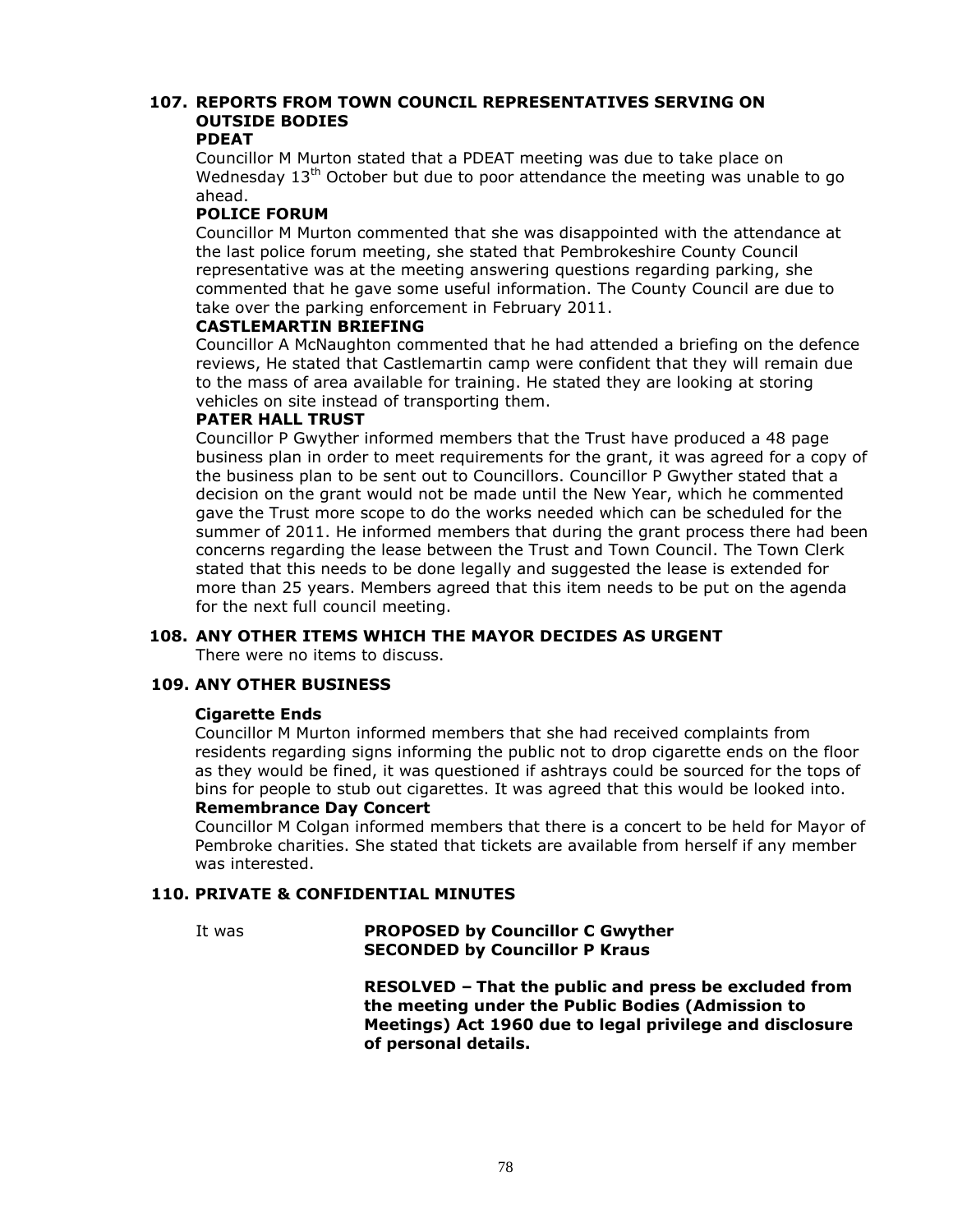## 107. REPORTS FROM TOWN COUNCIL REPRESENTATIVES SERVING ON OUTSIDE BODIES

**PDEAT**

Councillor M Murton stated that a PDEAT meeting was due to take place on Wednesday 13th October but due to poor attendance the meeting was unable to go ahead.

**POLICE FORUM**

Councillor M Murton commented that she was disappointed with the attendance at the last police forum meeting, she stated that Pembrokeshire County Council representative was at the meeting answering questions regarding parking, she commented that he gave some useful information. The County Council are due to take over the parking enforcement in February 2011.

**CASTLEMARTIN BRIEFING**

Councillor A McNaughton commented that he had attended a briefing on the defence reviews, He stated that Castlemartin camp were confident that they will remain due to the mass of area available for training. He stated they are looking at storing vehicles on site instead of transporting them.

**PATER HALL TRUST**

Councillor P Gwyther informed members that the Trust have produced a 48 page business plan in order to meet requirements for the grant, it was agreed for a copy of the business plan to be sent out to Councillors. Councillor P Gwyther stated that a decision on the grant would not be made until the New Year, which he commented gave the Trust more scope to do the works needed which can be scheduled for the summer of 2011. He informed members that during the grant process there had been concerns regarding the lease between the Trust and Town Council. The Town Clerk stated that this needs to be done legally and suggested the lease is extended for more than 25 years. Members agreed that this item needs to be put on the agenda for the next full council meeting.

## 108. ANY OTHER ITEMS WHICH THE MAYOR DECIDES AS URGENT

There were no items to discuss.

## 109. ANY OTHER BUSINESS

**Cigarette Ends**

Councillor M Murton informed members that she had received complaints from residents regarding signs informing the public not to drop cigarette ends on the floor as they would be fined, it was questioned if ashtrays could be sourced for the tops of bins for people to stub out cigarettes. It was agreed that this would be looked into.

**Remembrance Day Concert**

Councillor M Colgan informed members that there is a concert to be held for Mayor of Pembroke charities. She stated that tickets are available from herself if any member was interested.

## 110. PRIVATE & CONFIDENTIAL MINUTES

It was **PROPOSED by Councillor C Gwyther**
**SECONDED by Councillor P Kraus**

**RESOLVED – That the public and press be excluded from the meeting under the Public Bodies (Admission to Meetings) Act 1960 due to legal privilege and disclosure of personal details.**